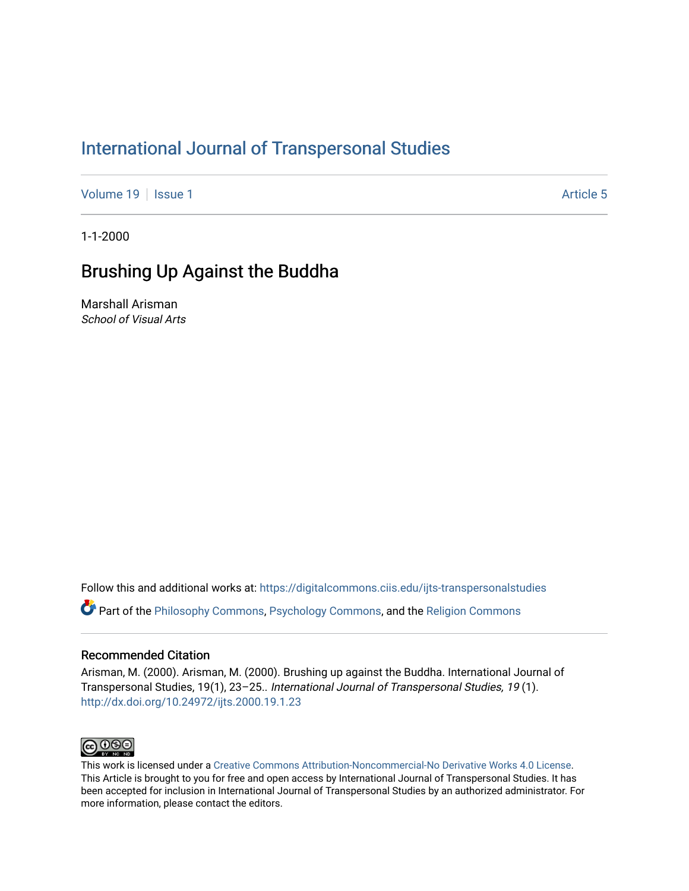# International Journal of Transpersonal Studies

Volume 19 | Issue 1 Article 5

1-1-2000

## Brushing Up Against the Buddha

Marshall Arisman
*School of Visual Arts*

Follow this and additional works at: https://digitalcommons.ciis.edu/ijts-transpersonalstudies

Part of the Philosophy Commons, Psychology Commons, and the Religion Commons

### Recommended Citation

Arisman, M. (2000). Arisman, M. (2000). Brushing up against the Buddha. International Journal of Transpersonal Studies, 19(1), 23–25.. *International Journal of Transpersonal Studies, 19* (1). http://dx.doi.org/10.24972/ijts.2000.19.1.23

This work is licensed under a Creative Commons Attribution-Noncommercial-No Derivative Works 4.0 License. This Article is brought to you for free and open access by International Journal of Transpersonal Studies. It has been accepted for inclusion in International Journal of Transpersonal Studies by an authorized administrator. For more information, please contact the editors.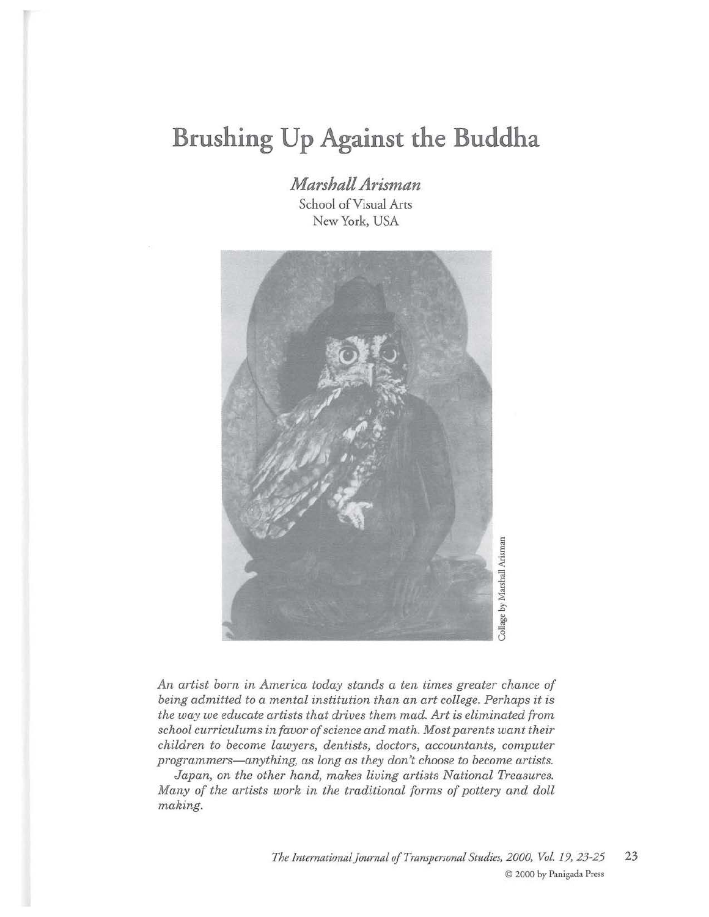# Brushing Up Against the Buddha

*Marshall Arisman*
School of Visual Arts
New York, USA

Collage by Marshall Arisman

*An artist born in America today stands a ten times greater chance of being admitted to a mental institution than an art college. Perhaps it is the way we educate artists that drives them mad. Art is eliminated from school curriculums in favor of science and math. Most parents want their children to become lawyers, dentists, doctors, accountants, computer programmers—anything, as long as they don't choose to become artists.*

*Japan, on the other hand, makes living artists National Treasures. Many of the artists work in the traditional forms of pottery and doll making.*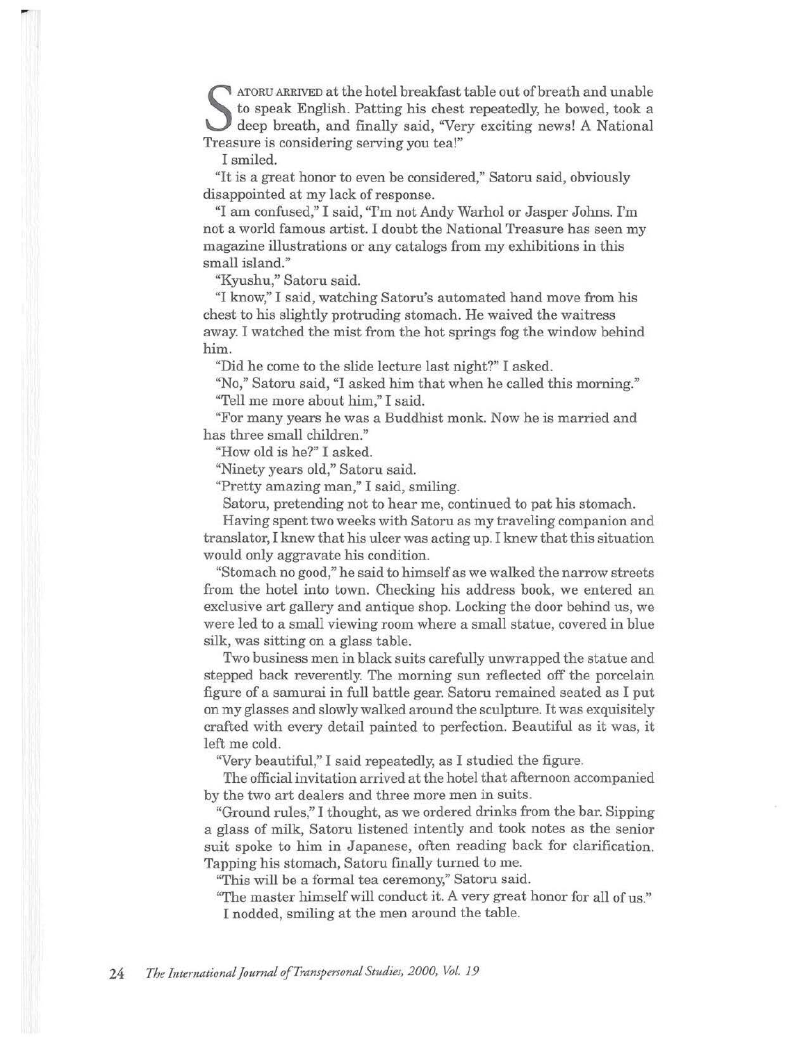SATORU ARRIVED at the hotel breakfast table out of breath and unable to speak English. Patting his chest repeatedly, he bowed, took a deep breath, and finally said, "Very exciting news! A National Treasure is considering serving you tea!"

I smiled.

"It is a great honor to even be considered," Satoru said, obviously disappointed at my lack of response.

"I am confused," I said, "I'm not Andy Warhol or Jasper Johns. I'm not a world famous artist. I doubt the National Treasure has seen my magazine illustrations or any catalogs from my exhibitions in this small island."

"Kyushu," Satoru said.

"I know," I said, watching Satoru's automated hand move from his chest to his slightly protruding stomach. He waived the waitress away. I watched the mist from the hot springs fog the window behind him.

"Did he come to the slide lecture last night?" I asked.

"No," Satoru said, "I asked him that when he called this morning."

"Tell me more about him," I said.

"For many years he was a Buddhist monk. Now he is married and has three small children."

"How old is he?" I asked.

"Ninety years old," Satoru said.

"Pretty amazing man," I said, smiling.

Satoru, pretending not to hear me, continued to pat his stomach.

Having spent two weeks with Satoru as my traveling companion and translator, I knew that his ulcer was acting up. I knew that this situation would only aggravate his condition.

"Stomach no good," he said to himself as we walked the narrow streets from the hotel into town. Checking his address book, we entered an exclusive art gallery and antique shop. Locking the door behind us, we were led to a small viewing room where a small statue, covered in blue silk, was sitting on a glass table.

Two business men in black suits carefully unwrapped the statue and stepped back reverently. The morning sun reflected off the porcelain figure of a samurai in full battle gear. Satoru remained seated as I put on my glasses and slowly walked around the sculpture. It was exquisitely crafted with every detail painted to perfection. Beautiful as it was, it left me cold.

"Very beautiful," I said repeatedly, as I studied the figure.

The official invitation arrived at the hotel that afternoon accompanied by the two art dealers and three more men in suits.

"Ground rules," I thought, as we ordered drinks from the bar. Sipping a glass of milk, Satoru listened intently and took notes as the senior suit spoke to him in Japanese, often reading back for clarification. Tapping his stomach, Satoru finally turned to me.

"This will be a formal tea ceremony," Satoru said.

"The master himself will conduct it. A very great honor for all of us."

I nodded, smiling at the men around the table.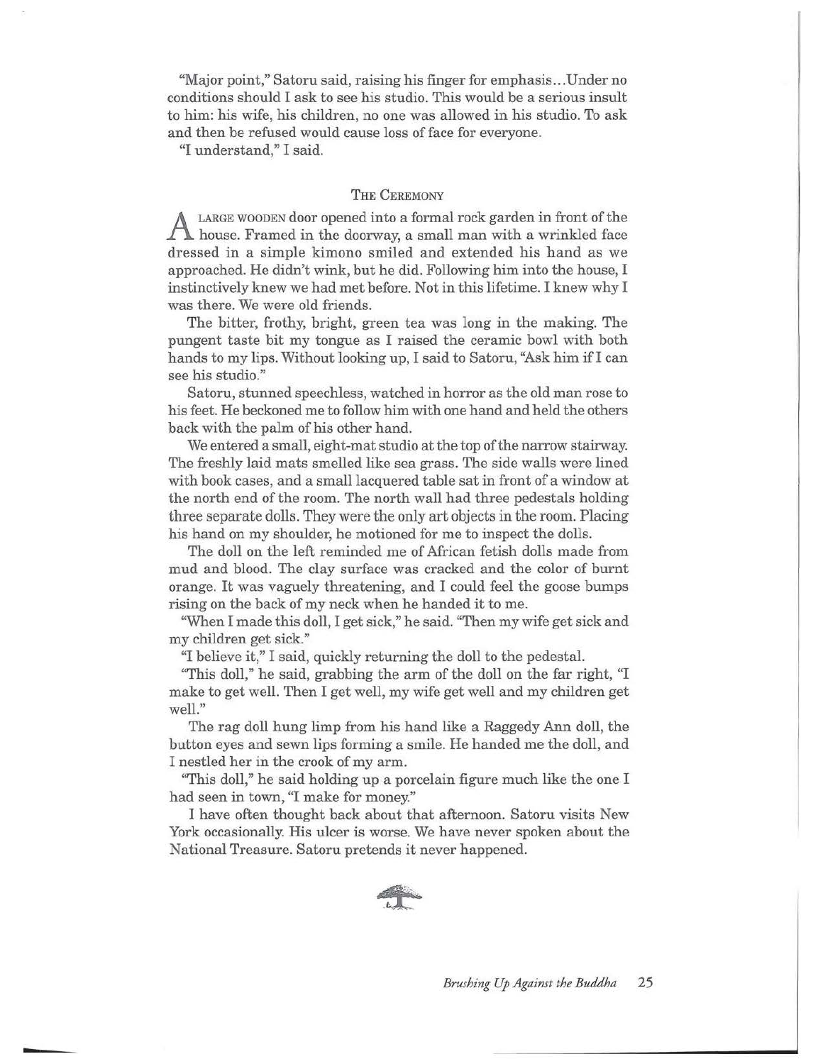"Major point," Satoru said, raising his finger for emphasis...Under no conditions should I ask to see his studio. This would be a serious insult to him: his wife, his children, no one was allowed in his studio. To ask and then be refused would cause loss of face for everyone.

"I understand," I said.

### The Ceremony

A large wooden door opened into a formal rock garden in front of the house. Framed in the doorway, a small man with a wrinkled face dressed in a simple kimono smiled and extended his hand as we approached. He didn't wink, but he did. Following him into the house, I instinctively knew we had met before. Not in this lifetime. I knew why I was there. We were old friends.

The bitter, frothy, bright, green tea was long in the making. The pungent taste bit my tongue as I raised the ceramic bowl with both hands to my lips. Without looking up, I said to Satoru, "Ask him if I can see his studio."

Satoru, stunned speechless, watched in horror as the old man rose to his feet. He beckoned me to follow him with one hand and held the others back with the palm of his other hand.

We entered a small, eight-mat studio at the top of the narrow stairway. The freshly laid mats smelled like sea grass. The side walls were lined with book cases, and a small lacquered table sat in front of a window at the north end of the room. The north wall had three pedestals holding three separate dolls. They were the only art objects in the room. Placing his hand on my shoulder, he motioned for me to inspect the dolls.

The doll on the left reminded me of African fetish dolls made from mud and blood. The clay surface was cracked and the color of burnt orange. It was vaguely threatening, and I could feel the goose bumps rising on the back of my neck when he handed it to me.

"When I made this doll, I get sick," he said. "Then my wife get sick and my children get sick."

"I believe it," I said, quickly returning the doll to the pedestal.

"This doll," he said, grabbing the arm of the doll on the far right, "I make to get well. Then I get well, my wife get well and my children get well."

The rag doll hung limp from his hand like a Raggedy Ann doll, the button eyes and sewn lips forming a smile. He handed me the doll, and I nestled her in the crook of my arm.

"This doll," he said holding up a porcelain figure much like the one I had seen in town, "I make for money."

I have often thought back about that afternoon. Satoru visits New York occasionally. His ulcer is worse. We have never spoken about the National Treasure. Satoru pretends it never happened.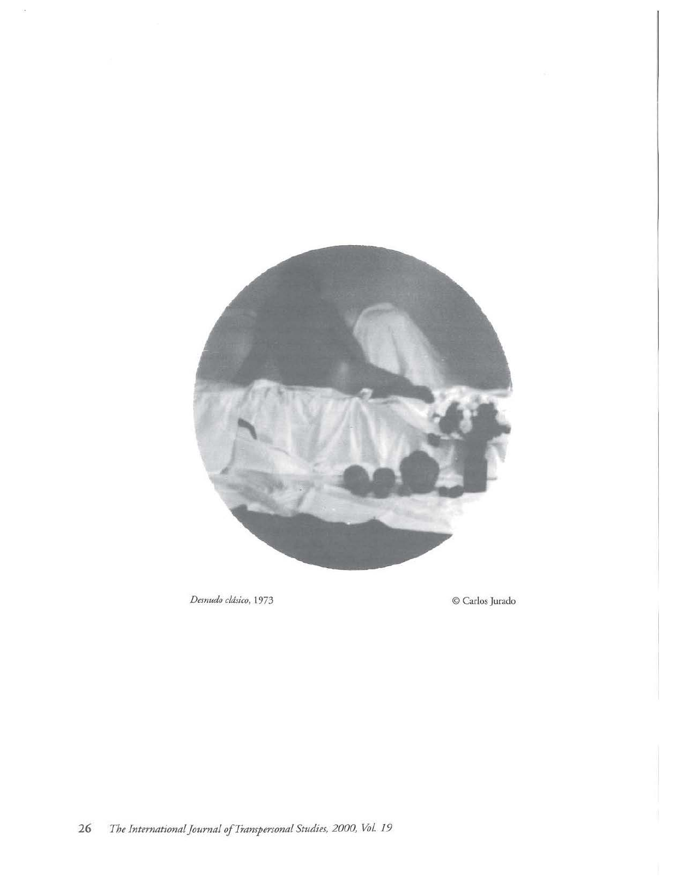*Desnudo clásico*, 1973 © Carlos Jurado